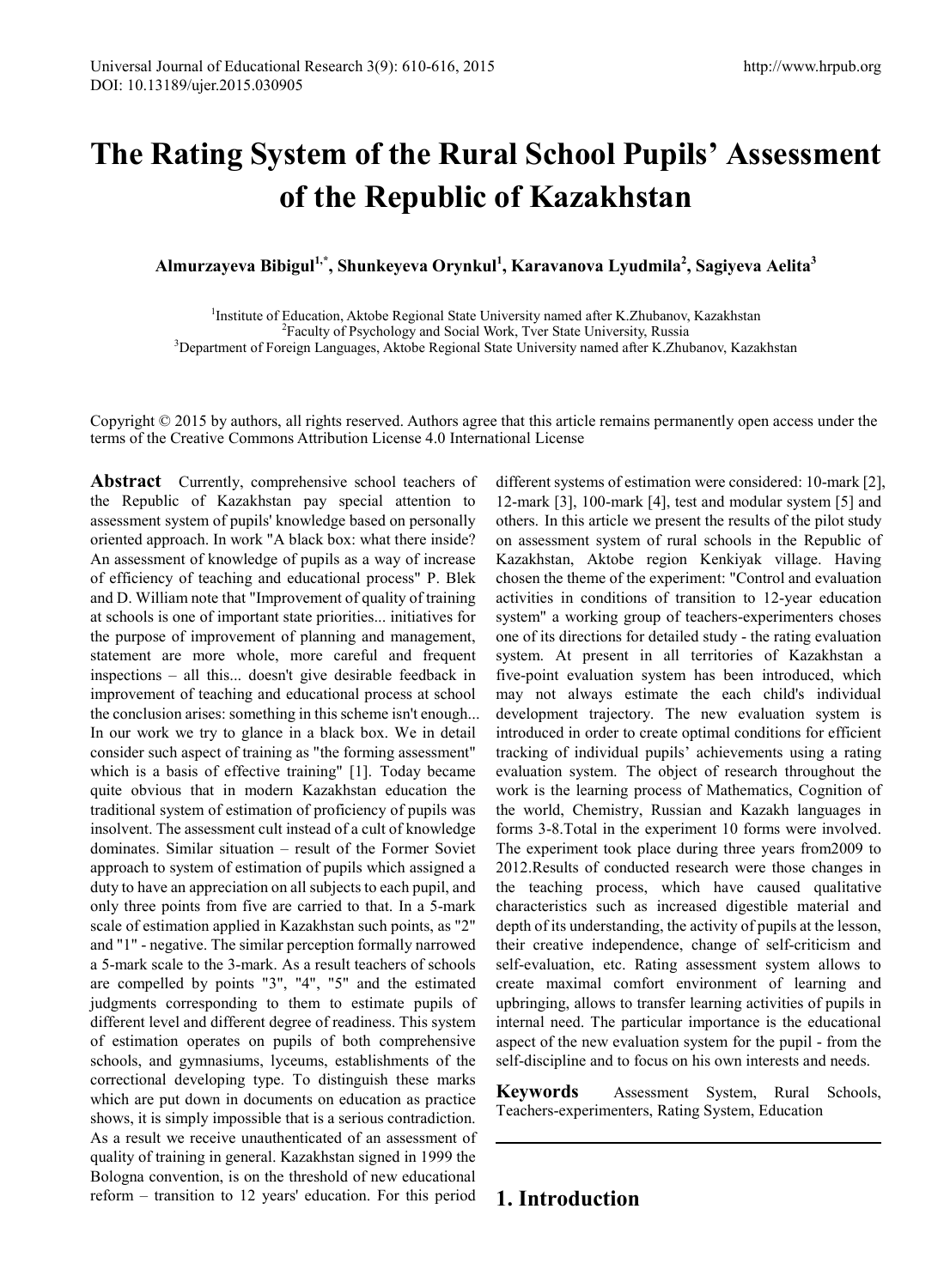# The Rating System of the Rural School Pupils' Assessment of the Republic of Kazakhstan

**Almurzayeva Bibigul[1,*], Shunkeyeva Orynkul[1], Karavanova Lyudmila[2], Sagiyeva Aelita[3]**

[1]Institute of Education, Aktobe Regional State University named after K.Zhubanov, Kazakhstan
[2]Faculty of Psychology and Social Work, Tver State University, Russia
[3]Department of Foreign Languages, Aktobe Regional State University named after K.Zhubanov, Kazakhstan

Copyright © 2015 by authors, all rights reserved. Authors agree that this article remains permanently open access under the terms of the Creative Commons Attribution License 4.0 International License

**Abstract** Currently, comprehensive school teachers of the Republic of Kazakhstan pay special attention to assessment system of pupils' knowledge based on personally oriented approach. In work "A black box: what there inside? An assessment of knowledge of pupils as a way of increase of efficiency of teaching and educational process" P. Blek and D. William note that "Improvement of quality of training at schools is one of important state priorities... initiatives for the purpose of improvement of planning and management, statement are more whole, more careful and frequent inspections – all this... doesn't give desirable feedback in improvement of teaching and educational process at school the conclusion arises: something in this scheme isn't enough... In our work we try to glance in a black box. We in detail consider such aspect of training as "the forming assessment" which is a basis of effective training" [1]. Today became quite obvious that in modern Kazakhstan education the traditional system of estimation of proficiency of pupils was insolvent. The assessment cult instead of a cult of knowledge dominates. Similar situation – result of the Former Soviet approach to system of estimation of pupils which assigned a duty to have an appreciation on all subjects to each pupil, and only three points from five are carried to that. In a 5-mark scale of estimation applied in Kazakhstan such points, as "2" and "1" - negative. The similar perception formally narrowed a 5-mark scale to the 3-mark. As a result teachers of schools are compelled by points "3", "4", "5" and the estimated judgments corresponding to them to estimate pupils of different level and different degree of readiness. This system of estimation operates on pupils of both comprehensive schools, and gymnasiums, lyceums, establishments of the correctional developing type. To distinguish these marks which are put down in documents on education as practice shows, it is simply impossible that is a serious contradiction. As a result we receive unauthenticated of an assessment of quality of training in general. Kazakhstan signed in 1999 the Bologna convention, is on the threshold of new educational reform – transition to 12 years' education. For this period different systems of estimation were considered: 10-mark [2], 12-mark [3], 100-mark [4], test and modular system [5] and others. In this article we present the results of the pilot study on assessment system of rural schools in the Republic of Kazakhstan, Aktobe region Kenkiyak village. Having chosen the theme of the experiment: "Control and evaluation activities in conditions of transition to 12-year education system" a working group of teachers-experimenters choses one of its directions for detailed study - the rating evaluation system. At present in all territories of Kazakhstan a five-point evaluation system has been introduced, which may not always estimate the each child's individual development trajectory. The new evaluation system is introduced in order to create optimal conditions for efficient tracking of individual pupils' achievements using a rating evaluation system. The object of research throughout the work is the learning process of Mathematics, Cognition of the world, Chemistry, Russian and Kazakh languages in forms 3-8.Total in the experiment 10 forms were involved. The experiment took place during three years from2009 to 2012.Results of conducted research were those changes in the teaching process, which have caused qualitative characteristics such as increased digestible material and depth of its understanding, the activity of pupils at the lesson, their creative independence, change of self-criticism and self-evaluation, etc. Rating assessment system allows to create maximal comfort environment of learning and upbringing, allows to transfer learning activities of pupils in internal need. The particular importance is the educational aspect of the new evaluation system for the pupil - from the self-discipline and to focus on his own interests and needs.

**Keywords** Assessment System, Rural Schools, Teachers-experimenters, Rating System, Education

## 1. Introduction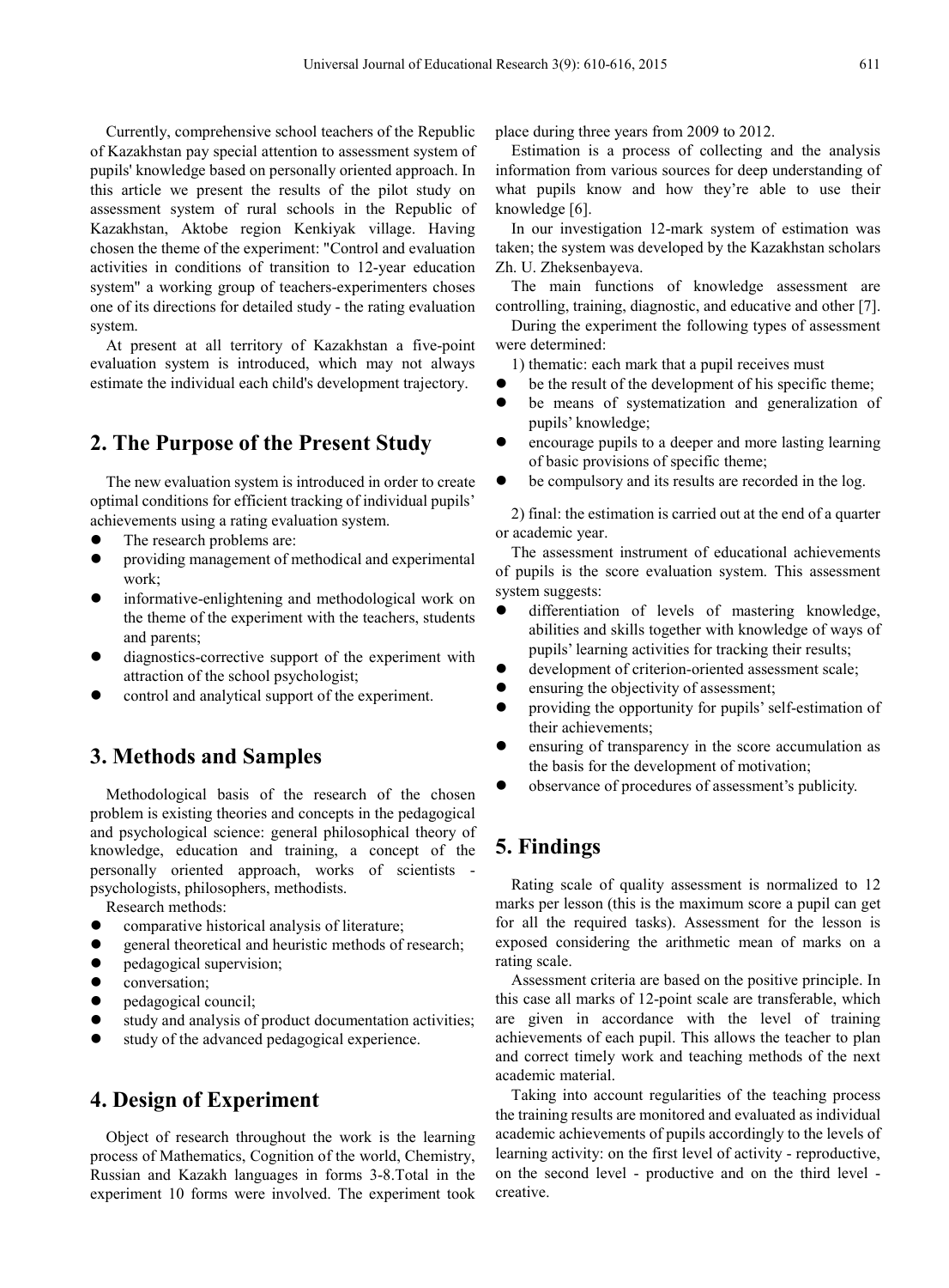Currently, comprehensive school teachers of the Republic of Kazakhstan pay special attention to assessment system of pupils' knowledge based on personally oriented approach. In this article we present the results of the pilot study on assessment system of rural schools in the Republic of Kazakhstan, Aktobe region Kenkiyak village. Having chosen the theme of the experiment: "Control and evaluation activities in conditions of transition to 12-year education system" a working group of teachers-experimenters choses one of its directions for detailed study - the rating evaluation system.

At present at all territory of Kazakhstan a five-point evaluation system is introduced, which may not always estimate the individual each child's development trajectory.

## 2. The Purpose of the Present Study

The new evaluation system is introduced in order to create optimal conditions for efficient tracking of individual pupils' achievements using a rating evaluation system.

- The research problems are:
- providing management of methodical and experimental work;
- informative-enlightening and methodological work on the theme of the experiment with the teachers, students and parents;
- diagnostics-corrective support of the experiment with attraction of the school psychologist;
- control and analytical support of the experiment.

## 3. Methods and Samples

Methodological basis of the research of the chosen problem is existing theories and concepts in the pedagogical and psychological science: general philosophical theory of knowledge, education and training, a concept of the personally oriented approach, works of scientists - psychologists, philosophers, methodists.

Research methods:

- comparative historical analysis of literature;
- general theoretical and heuristic methods of research;
- pedagogical supervision;
- conversation;
- pedagogical council;
- study and analysis of product documentation activities;
- study of the advanced pedagogical experience.

## 4. Design of Experiment

Object of research throughout the work is the learning process of Mathematics, Cognition of the world, Chemistry, Russian and Kazakh languages in forms 3-8.Total in the experiment 10 forms were involved. The experiment took place during three years from 2009 to 2012.

Estimation is a process of collecting and the analysis information from various sources for deep understanding of what pupils know and how they're able to use their knowledge [6].

In our investigation 12-mark system of estimation was taken; the system was developed by the Kazakhstan scholars Zh. U. Zheksenbayeva.

The main functions of knowledge assessment are controlling, training, diagnostic, and educative and other [7].

During the experiment the following types of assessment were determined:

1) thematic: each mark that a pupil receives must

- be the result of the development of his specific theme;
- be means of systematization and generalization of pupils' knowledge;
- encourage pupils to a deeper and more lasting learning of basic provisions of specific theme;
- be compulsory and its results are recorded in the log.

2) final: the estimation is carried out at the end of a quarter or academic year.

The assessment instrument of educational achievements of pupils is the score evaluation system. This assessment system suggests:

- differentiation of levels of mastering knowledge, abilities and skills together with knowledge of ways of pupils' learning activities for tracking their results;
- development of criterion-oriented assessment scale;
- ensuring the objectivity of assessment;
- providing the opportunity for pupils' self-estimation of their achievements;
- ensuring of transparency in the score accumulation as the basis for the development of motivation;
- observance of procedures of assessment's publicity.

## 5. Findings

Rating scale of quality assessment is normalized to 12 marks per lesson (this is the maximum score a pupil can get for all the required tasks). Assessment for the lesson is exposed considering the arithmetic mean of marks on a rating scale.

Assessment criteria are based on the positive principle. In this case all marks of 12-point scale are transferable, which are given in accordance with the level of training achievements of each pupil. This allows the teacher to plan and correct timely work and teaching methods of the next academic material.

Taking into account regularities of the teaching process the training results are monitored and evaluated as individual academic achievements of pupils accordingly to the levels of learning activity: on the first level of activity - reproductive, on the second level - productive and on the third level - creative.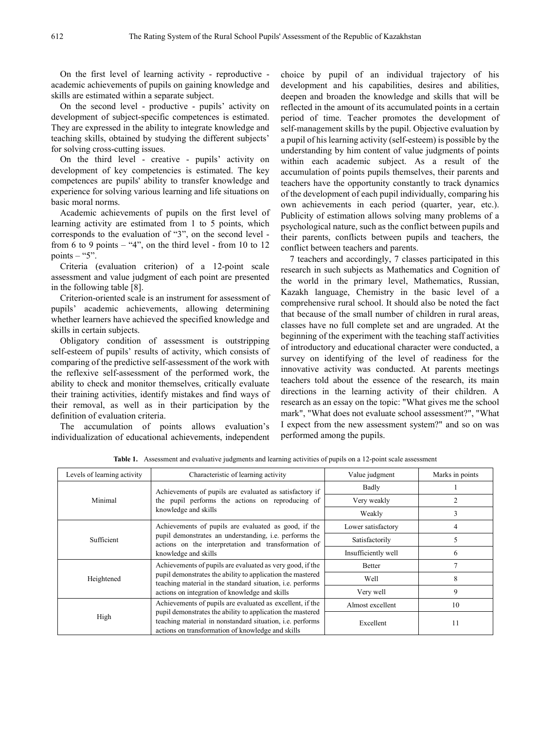On the first level of learning activity - reproductive - academic achievements of pupils on gaining knowledge and skills are estimated within a separate subject.

On the second level - productive - pupils' activity on development of subject-specific competences is estimated. They are expressed in the ability to integrate knowledge and teaching skills, obtained by studying the different subjects' for solving cross-cutting issues.

On the third level - creative - pupils' activity on development of key competencies is estimated. The key competences are pupils' ability to transfer knowledge and experience for solving various learning and life situations on basic moral norms.

Academic achievements of pupils on the first level of learning activity are estimated from 1 to 5 points, which corresponds to the evaluation of "3", on the second level - from 6 to 9 points – "4", on the third level - from 10 to 12 points – "5".

Criteria (evaluation criterion) of a 12-point scale assessment and value judgment of each point are presented in the following table [8].

Criterion-oriented scale is an instrument for assessment of pupils' academic achievements, allowing determining whether learners have achieved the specified knowledge and skills in certain subjects.

Obligatory condition of assessment is outstripping self-esteem of pupils' results of activity, which consists of comparing of the predictive self-assessment of the work with the reflexive self-assessment of the performed work, the ability to check and monitor themselves, critically evaluate their training activities, identify mistakes and find ways of their removal, as well as in their participation by the definition of evaluation criteria.

The accumulation of points allows evaluation's individualization of educational achievements, independent choice by pupil of an individual trajectory of his development and his capabilities, desires and abilities, deepen and broaden the knowledge and skills that will be reflected in the amount of its accumulated points in a certain period of time. Teacher promotes the development of self-management skills by the pupil. Objective evaluation by a pupil of his learning activity (self-esteem) is possible by the understanding by him content of value judgments of points within each academic subject. As a result of the accumulation of points pupils themselves, their parents and teachers have the opportunity constantly to track dynamics of the development of each pupil individually, comparing his own achievements in each period (quarter, year, etc.). Publicity of estimation allows solving many problems of a psychological nature, such as the conflict between pupils and their parents, conflicts between pupils and teachers, the conflict between teachers and parents.

7 teachers and accordingly, 7 classes participated in this research in such subjects as Mathematics and Cognition of the world in the primary level, Mathematics, Russian, Kazakh language, Chemistry in the basic level of a comprehensive rural school. It should also be noted the fact that because of the small number of children in rural areas, classes have no full complete set and are ungraded. At the beginning of the experiment with the teaching staff activities of introductory and educational character were conducted, a survey on identifying of the level of readiness for the innovative activity was conducted. At parents meetings teachers told about the essence of the research, its main directions in the learning activity of their children. A research as an essay on the topic: "What gives me the school mark", "What does not evaluate school assessment?", "What I expect from the new assessment system?" and so on was performed among the pupils.

**Table 1.** Assessment and evaluative judgments and learning activities of pupils on a 12-point scale assessment

| Levels of learning activity | Characteristic of learning activity | Value judgment | Marks in points |
|---|---|---|---|
| Minimal | Achievements of pupils are evaluated as satisfactory if the pupil performs the actions on reproducing of knowledge and skills | Badly | 1 |
| | | Very weakly | 2 |
| | | Weakly | 3 |
| Sufficient | Achievements of pupils are evaluated as good, if the pupil demonstrates an understanding, i.e. performs the actions on the interpretation and transformation of knowledge and skills | Lower satisfactory | 4 |
| | | Satisfactorily | 5 |
| | | Insufficiently well | 6 |
| Heightened | Achievements of pupils are evaluated as very good, if the pupil demonstrates the ability to application the mastered teaching material in the standard situation, i.e. performs actions on integration of knowledge and skills | Better | 7 |
| | | Well | 8 |
| | | Very well | 9 |
| High | Achievements of pupils are evaluated as excellent, if the pupil demonstrates the ability to application the mastered teaching material in nonstandard situation, i.e. performs actions on transformation of knowledge and skills | Almost excellent | 10 |
| | | Excellent | 11 |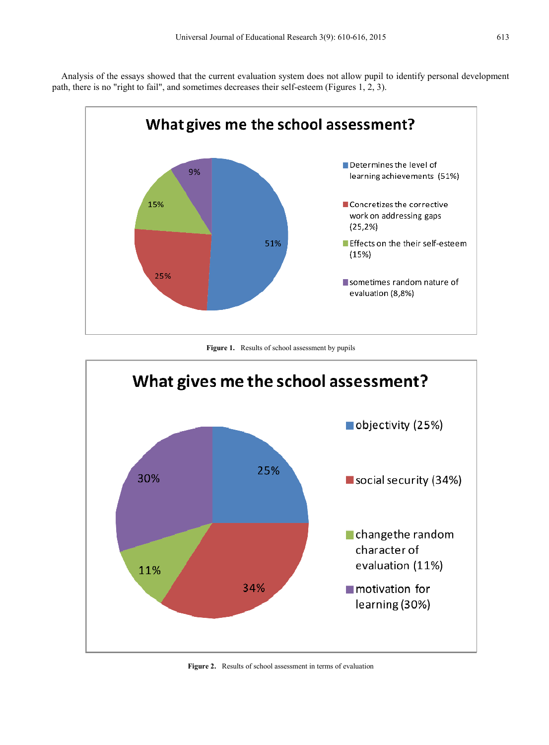Analysis of the essays showed that the current evaluation system does not allow pupil to identify personal development path, there is no "right to fail", and sometimes decreases their self-esteem (Figures 1, 2, 3).

What gives me the school assessment?

51%
25%
15%
9%

Determines the level of learning achievements (51%)

Concretizes the corrective work on addressing gaps (25,2%)

Effects on the their self-esteem (15%)

sometimes random nature of evaluation (8,8%)

**Figure 1.** Results of school assessment by pupils

What gives me the school assessment?

25%
34%
11%
30%

objectivity (25%)

social security (34%)

changethe random character of evaluation (11%)

motivation for learning (30%)

**Figure 2.** Results of school assessment in terms of evaluation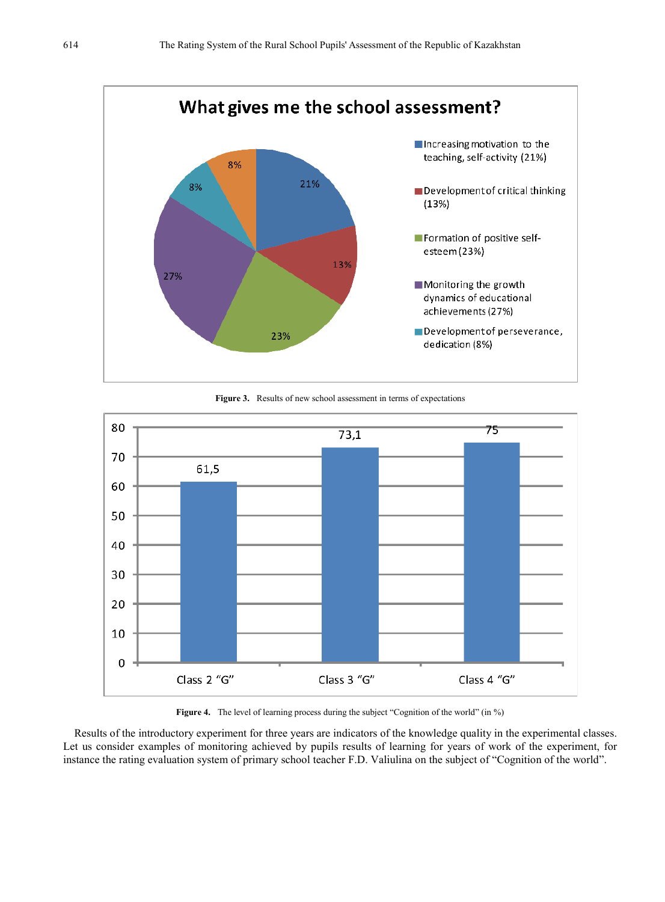What gives me the school assessment?

Increasing motivation to the teaching, self-activity (21%)

Development of critical thinking (13%)

Formation of positive self-esteem (23%)

Monitoring the growth dynamics of educational achievements (27%)

Development of perseverance, dedication (8%)

21%

13%

23%

27%

8%

8%

**Figure 3.** Results of new school assessment in terms of expectations

80

70

60

50

40

30

20

10

0

61,5

73,1

75

Class 2 "G"

Class 3 "G"

Class 4 "G"

**Figure 4.** The level of learning process during the subject "Cognition of the world" (in %)

Results of the introductory experiment for three years are indicators of the knowledge quality in the experimental classes. Let us consider examples of monitoring achieved by pupils results of learning for years of work of the experiment, for instance the rating evaluation system of primary school teacher F.D. Valiulina on the subject of "Cognition of the world".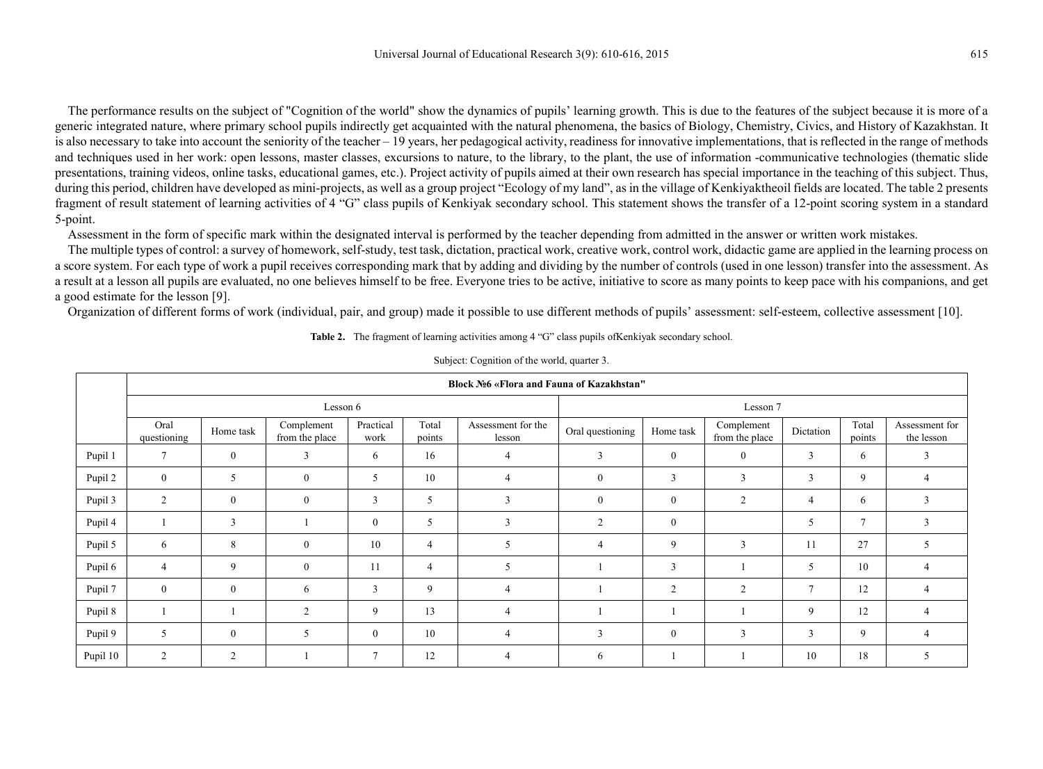The performance results on the subject of "Cognition of the world" show the dynamics of pupils' learning growth. This is due to the features of the subject because it is more of a generic integrated nature, where primary school pupils indirectly get acquainted with the natural phenomena, the basics of Biology, Chemistry, Civics, and History of Kazakhstan. It is also necessary to take into account the seniority of the teacher – 19 years, her pedagogical activity, readiness for innovative implementations, that is reflected in the range of methods and techniques used in her work: open lessons, master classes, excursions to nature, to the library, to the plant, the use of information -communicative technologies (thematic slide presentations, training videos, online tasks, educational games, etc.). Project activity of pupils aimed at their own research has special importance in the teaching of this subject. Thus, during this period, children have developed as mini-projects, as well as a group project "Ecology of my land", as in the village of Kenkiyaktheoil fields are located. The table 2 presents fragment of result statement of learning activities of 4 "G" class pupils of Kenkiyak secondary school. This statement shows the transfer of a 12-point scoring system in a standard 5-point.

Assessment in the form of specific mark within the designated interval is performed by the teacher depending from admitted in the answer or written work mistakes.

The multiple types of control: a survey of homework, self-study, test task, dictation, practical work, creative work, control work, didactic game are applied in the learning process on a score system. For each type of work a pupil receives corresponding mark that by adding and dividing by the number of controls (used in one lesson) transfer into the assessment. As a result at a lesson all pupils are evaluated, no one believes himself to be free. Everyone tries to be active, initiative to score as many points to keep pace with his companions, and get a good estimate for the lesson [9].

Organization of different forms of work (individual, pair, and group) made it possible to use different methods of pupils' assessment: self-esteem, collective assessment [10].

**Table 2.** The fragment of learning activities among 4 "G" class pupils ofKenkiyak secondary school.

Subject: Cognition of the world, quarter 3.

| | **Block №6 «Flora and Fauna of Kazakhstan"** | | | | | | | | | | | |
|---|---|---|---|---|---|---|---|---|---|---|---|---|
| | Lesson 6 | | | | | | Lesson 7 | | | | | |
| | Oral questioning | Home task | Complement from the place | Practical work | Total points | Assessment for the lesson | Oral questioning | Home task | Complement from the place | Dictation | Total points | Assessment for the lesson |
| Pupil 1 | 7 | 0 | 3 | 6 | 16 | 4 | 3 | 0 | 0 | 3 | 6 | 3 |
| Pupil 2 | 0 | 5 | 0 | 5 | 10 | 4 | 0 | 3 | 3 | 3 | 9 | 4 |
| Pupil 3 | 2 | 0 | 0 | 3 | 5 | 3 | 0 | 0 | 2 | 4 | 6 | 3 |
| Pupil 4 | 1 | 3 | 1 | 0 | 5 | 3 | 2 | 0 | | 5 | 7 | 3 |
| Pupil 5 | 6 | 8 | 0 | 10 | 4 | 5 | 4 | 9 | 3 | 11 | 27 | 5 |
| Pupil 6 | 4 | 9 | 0 | 11 | 4 | 5 | 1 | 3 | 1 | 5 | 10 | 4 |
| Pupil 7 | 0 | 0 | 6 | 3 | 9 | 4 | 1 | 2 | 2 | 7 | 12 | 4 |
| Pupil 8 | 1 | 1 | 2 | 9 | 13 | 4 | 1 | 1 | 1 | 9 | 12 | 4 |
| Pupil 9 | 5 | 0 | 5 | 0 | 10 | 4 | 3 | 0 | 3 | 3 | 9 | 4 |
| Pupil 10 | 2 | 2 | 1 | 7 | 12 | 4 | 6 | 1 | 1 | 10 | 18 | 5 |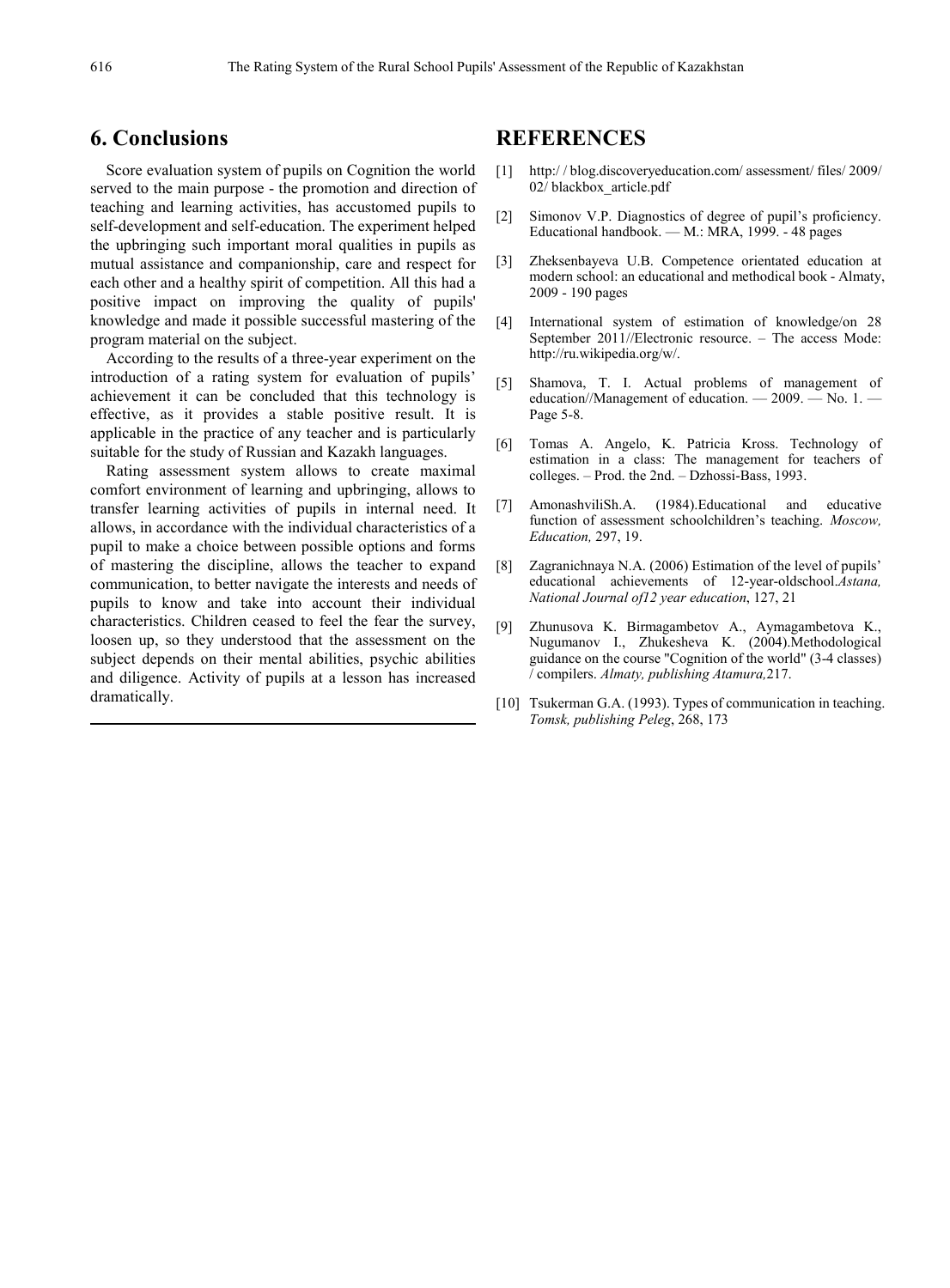## 6. Conclusions

Score evaluation system of pupils on Cognition the world served to the main purpose - the promotion and direction of teaching and learning activities, has accustomed pupils to self-development and self-education. The experiment helped the upbringing such important moral qualities in pupils as mutual assistance and companionship, care and respect for each other and a healthy spirit of competition. All this had a positive impact on improving the quality of pupils' knowledge and made it possible successful mastering of the program material on the subject.

According to the results of a three-year experiment on the introduction of a rating system for evaluation of pupils' achievement it can be concluded that this technology is effective, as it provides a stable positive result. It is applicable in the practice of any teacher and is particularly suitable for the study of Russian and Kazakh languages.

Rating assessment system allows to create maximal comfort environment of learning and upbringing, allows to transfer learning activities of pupils in internal need. It allows, in accordance with the individual characteristics of a pupil to make a choice between possible options and forms of mastering the discipline, allows the teacher to expand communication, to better navigate the interests and needs of pupils to know and take into account their individual characteristics. Children ceased to feel the fear the survey, loosen up, so they understood that the assessment on the subject depends on their mental abilities, psychic abilities and diligence. Activity of pupils at a lesson has increased dramatically.

## REFERENCES

[1] http:/ / blog.discoveryeducation.com/ assessment/ files/ 2009/ 02/ blackbox_article.pdf

[2] Simonov V.P. Diagnostics of degree of pupil's proficiency. Educational handbook. — M.: MRA, 1999. - 48 pages

[3] Zheksenbayeva U.B. Competence orientated education at modern school: an educational and methodical book - Almaty, 2009 - 190 pages

[4] International system of estimation of knowledge/on 28 September 2011//Electronic resource. – The access Mode: http://ru.wikipedia.org/w/.

[5] Shamova, T. I. Actual problems of management of education//Management of education. — 2009. — No. 1. — Page 5-8.

[6] Tomas A. Angelo, K. Patricia Kross. Technology of estimation in a class: The management for teachers of colleges. – Prod. the 2nd. – Dzhossi-Bass, 1993.

[7] AmonashviliSh.A. (1984).Educational and educative function of assessment schoolchildren's teaching. *Moscow, Education,* 297, 19.

[8] Zagranichnaya N.A. (2006) Estimation of the level of pupils' educational achievements of 12-year-oldschool.*Astana, National Journal of12 year education*, 127, 21

[9] Zhunusova K. Birmagambetov A., Aymagambetova K., Nugumanov I., Zhukesheva K. (2004).Methodological guidance on the course "Cognition of the world" (3-4 classes) / compilers. *Almaty, publishing Atamura,*217.

[10] Tsukerman G.A. (1993). Types of communication in teaching. *Tomsk, publishing Peleg*, 268, 173